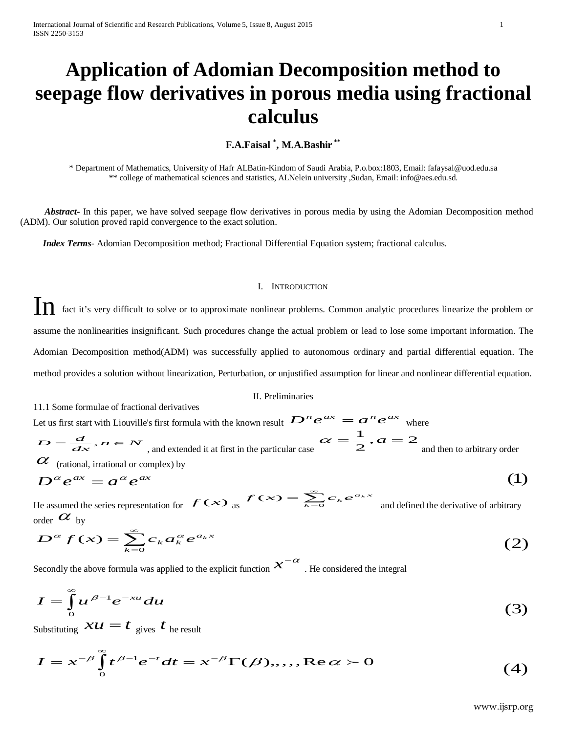# Application of Adomian Decomposition method to seepage flow derivatives in porous media using fractional calculus

**F.A.Faisal [*], M.A.Bashir [**]**

[*] Department of Mathematics, University of Hafr ALBatin-Kindom of Saudi Arabia, P.o.box:1803, Email: fafaysal@uod.edu.sa
[**] college of mathematical sciences and statistics, ALNelein university ,Sudan, Email: info@aes.edu.sd.

***Abstract-*** In this paper, we have solved seepage flow derivatives in porous media by using the Adomian Decomposition method (ADM). Our solution proved rapid convergence to the exact solution.

***Index Terms***- Adomian Decomposition method; Fractional Differential Equation system; fractional calculus.

## I. Introduction

In fact it's very difficult to solve or to approximate nonlinear problems. Common analytic procedures linearize the problem or assume the nonlinearities insignificant. Such procedures change the actual problem or lead to lose some important information. The Adomian Decomposition method(ADM) was successfully applied to autonomous ordinary and partial differential equation. The method provides a solution without linearization, Perturbation, or unjustified assumption for linear and nonlinear differential equation.

## II. Preliminaries

11.1 Some formulae of fractional derivatives

Let us first start with Liouville's first formula with the known result $D^n e^{ax} = a^n e^{ax}$ where $D = \frac{d}{dx}, n \in N$, and extended it at first in the particular case $\alpha = \frac{1}{2}, a = 2$ and then to arbitrary order $\alpha$ (rational, irrational or complex) by

$$D^\alpha e^{ax} = a^\alpha e^{ax} \tag{1}$$

He assumed the series representation for $f(x)$ as $f(x) = \sum_{k=0}^{\infty} c_k e^{a_k x}$ and defined the derivative of arbitrary order $\alpha$ by

$$D^\alpha f(x) = \sum_{k=0}^{\infty} c_k a_k^\alpha e^{a_k x} \tag{2}$$

Secondly the above formula was applied to the explicit function $x^{-\alpha}$. He considered the integral

$$I = \int_0^\infty u^{\beta-1} e^{-xu} du \tag{3}$$

Substituting $xu = t$ gives $t$ he result

$$I = x^{-\beta} \int_0^\infty t^{\beta-1} e^{-t} dt = x^{-\beta} \Gamma(\beta),,,,, \mathrm{Re}\,\alpha \succ 0 \tag{4}$$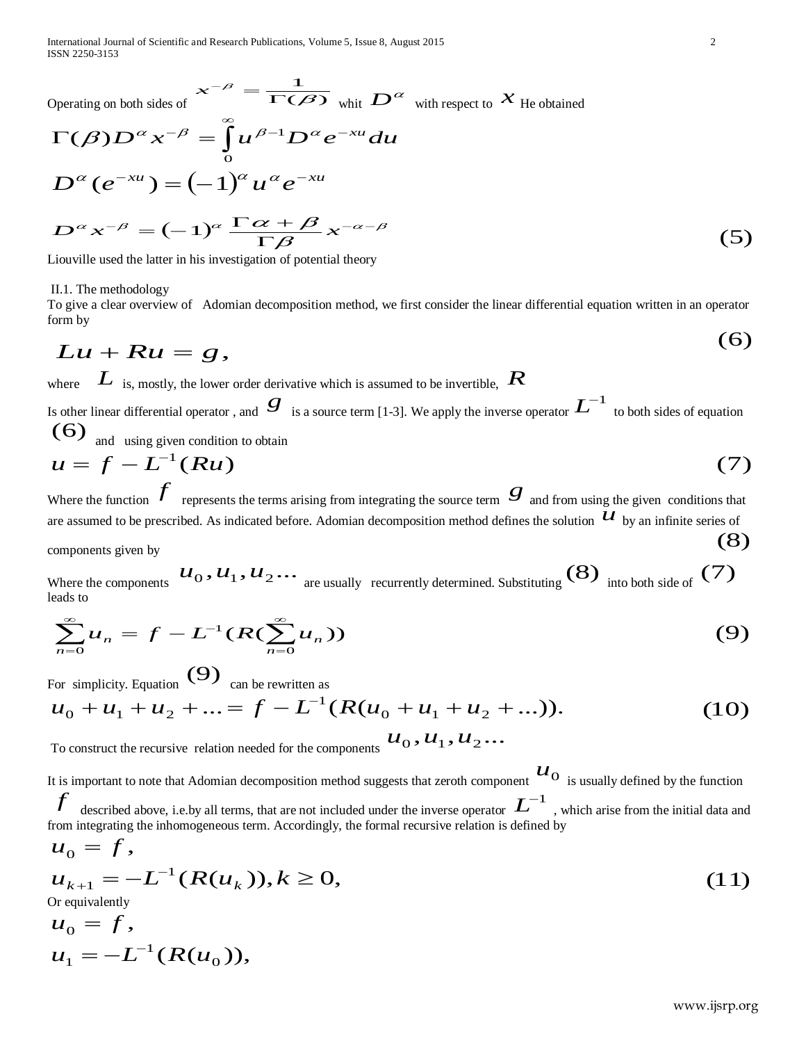Operating on both sides of $x^{-\beta} = \frac{1}{\Gamma(\beta)}$ whit $D^{\alpha}$ with respect to $x$ He obtained

$$\Gamma(\beta) D^{\alpha} x^{-\beta} = \int_{0}^{\infty} u^{\beta-1} D^{\alpha} e^{-xu} du$$

$$D^{\alpha}(e^{-xu}) = (-1)^{\alpha} u^{\alpha} e^{-xu}$$

$$D^{\alpha} x^{-\beta} = (-1)^{\alpha} \frac{\Gamma\alpha+\beta}{\Gamma\beta} x^{-\alpha-\beta} \tag{5}$$

Liouville used the latter in his investigation of potential theory

II.1. The methodology

To give a clear overview of Adomian decomposition method, we first consider the linear differential equation written in an operator form by

$$Lu + Ru = g, \tag{6}$$

where $L$ is, mostly, the lower order derivative which is assumed to be invertible, $R$ Is other linear differential operator , and $g$ is a source term [1-3]. We apply the inverse operator $L^{-1}$ to both sides of equation $(6)$ and using given condition to obtain

$$u = f - L^{-1}(Ru) \tag{7}$$

Where the function $f$ represents the terms arising from integrating the source term $g$ and from using the given conditions that are assumed to be prescribed. As indicated before. Adomian decomposition method defines the solution $u$ by an infinite series of components given by $(8)$

Where the components $u_0, u_1, u_2 \ldots$ are usually recurrently determined. Substituting $(8)$ into both side of $(7)$ leads to

$$\sum_{n=0}^{\infty} u_n = f - L^{-1}(R(\sum_{n=0}^{\infty} u_n)) \tag{9}$$

For simplicity. Equation $(9)$ can be rewritten as

$$u_0 + u_1 + u_2 + \ldots = f - L^{-1}(R(u_0 + u_1 + u_2 + \ldots)). \tag{10}$$

To construct the recursive relation needed for the components $u_0, u_1, u_2 \ldots$

It is important to note that Adomian decomposition method suggests that zeroth component $u_0$ is usually defined by the function $f$ described above, i.e.by all terms, that are not included under the inverse operator $L^{-1}$ , which arise from the initial data and from integrating the inhomogeneous term. Accordingly, the formal recursive relation is defined by

$$u_0 = f,$$
$$u_{k+1} = -L^{-1}(R(u_k)), k \geq 0, \tag{11}$$

Or equivalently

$$u_0 = f,$$
$$u_1 = -L^{-1}(R(u_0)),$$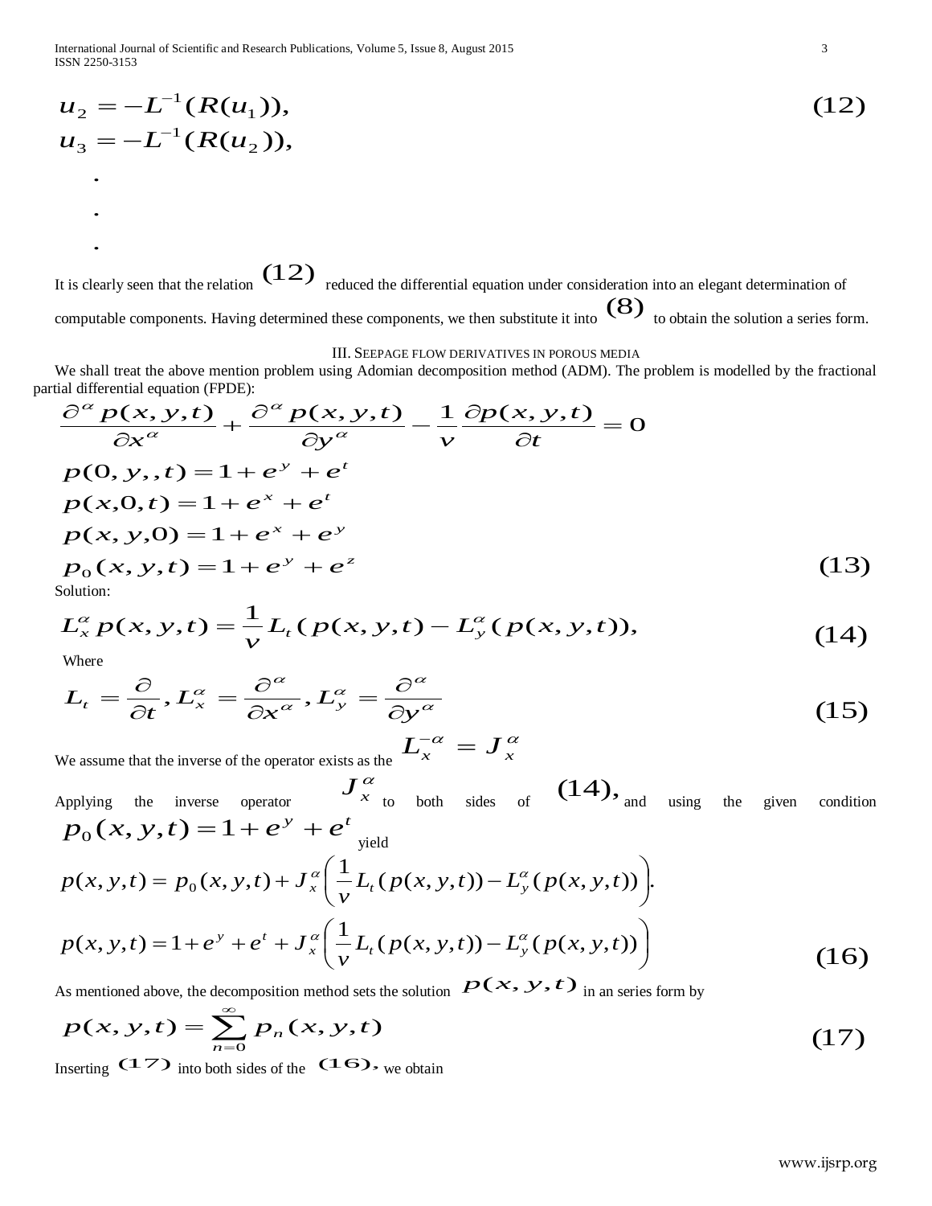$$u_2 = -L^{-1}(R(u_1)), \tag{12}$$
$$u_3 = -L^{-1}(R(u_2)),$$
$$\vdots$$

It is clearly seen that the relation $(12)$ reduced the differential equation under consideration into an elegant determination of computable components. Having determined these components, we then substitute it into $(8)$ to obtain the solution a series form.

## III. Seepage flow derivatives in porous media

We shall treat the above mention problem using Adomian decomposition method (ADM). The problem is modelled by the fractional partial differential equation (FPDE):

$$\frac{\partial^\alpha p(x,y,t)}{\partial x^\alpha} + \frac{\partial^\alpha p(x,y,t)}{\partial y^\alpha} - \frac{1}{v}\frac{\partial p(x,y,t)}{\partial t} = 0$$
$$p(0,y,,t) = 1 + e^y + e^t$$
$$p(x,0,t) = 1 + e^x + e^t$$
$$p(x,y,0) = 1 + e^x + e^y$$
$$p_0(x,y,t) = 1 + e^y + e^z \tag{13}$$

Solution:

$$L_x^\alpha p(x,y,t) = \frac{1}{v} L_t\left(p(x,y,t) - L_y^\alpha(p(x,y,t)\right), \tag{14}$$

Where

$$L_t = \frac{\partial}{\partial t}, L_x^\alpha = \frac{\partial^\alpha}{\partial x^\alpha}, L_y^\alpha = \frac{\partial^\alpha}{\partial y^\alpha} \tag{15}$$

We assume that the inverse of the operator exists as the $L_x^{-\alpha} = J_x^\alpha$

Applying the inverse operator $J_x^\alpha$ to both sides of $(14),$ and using the given condition $p_0(x,y,t) = 1 + e^y + e^t$ yield

$$p(x,y,t) = p_0(x,y,t) + J_x^\alpha\left(\frac{1}{v} L_t(p(x,y,t)) - L_y^\alpha(p(x,y,t))\right).$$

$$p(x,y,t) = 1 + e^y + e^t + J_x^\alpha\left(\frac{1}{v} L_t(p(x,y,t)) - L_y^\alpha(p(x,y,t))\right) \tag{16}$$

As mentioned above, the decomposition method sets the solution $p(x,y,t)$ in an series form by

$$p(x,y,t) = \sum_{n=0}^{\infty} p_n(x,y,t) \tag{17}$$

Inserting $(17)$ into both sides of the $(16),$ we obtain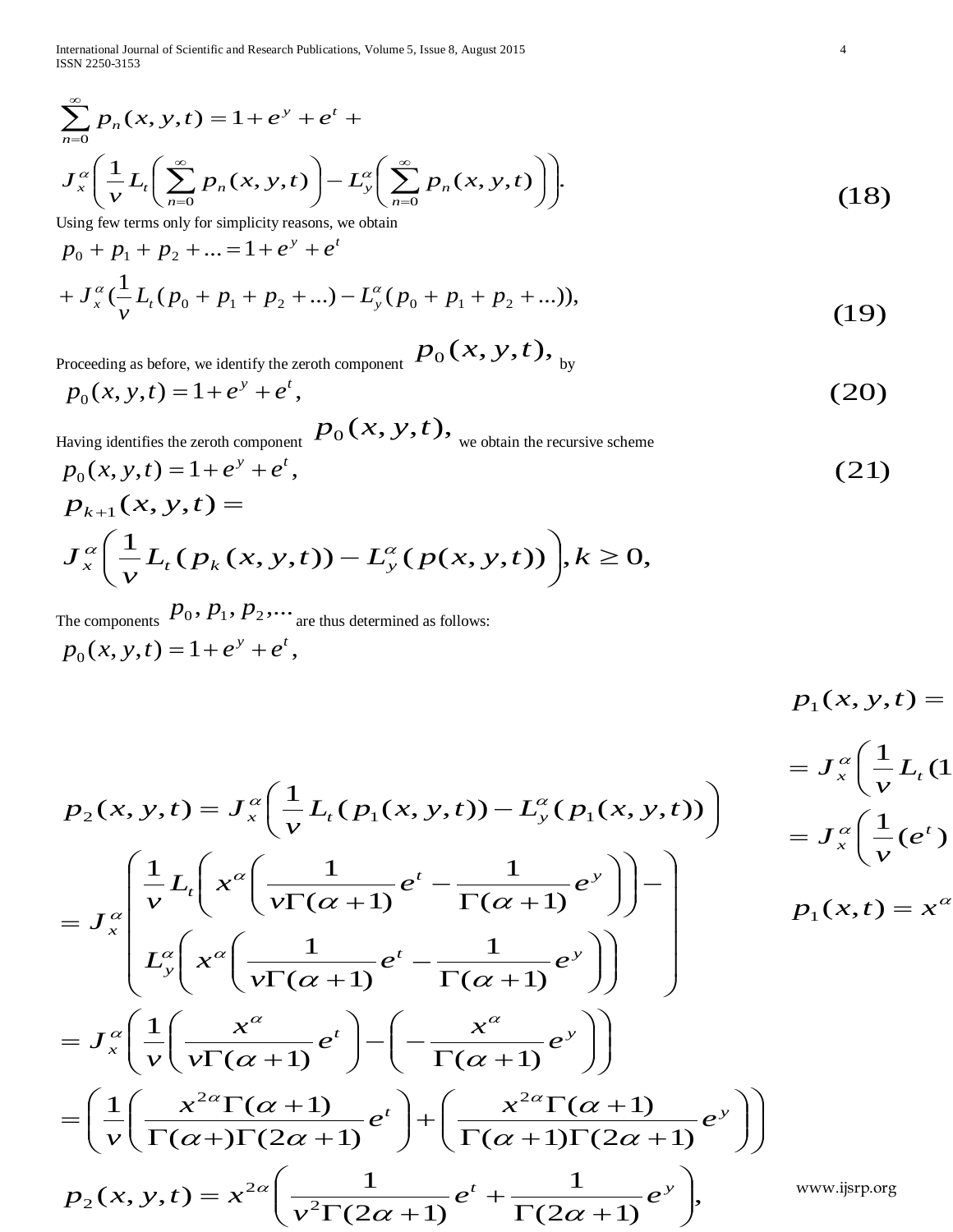$$\sum_{n=0}^{\infty} p_n(x,y,t) = 1 + e^y + e^t +$$

$$J_x^{\alpha}\left(\frac{1}{v} L_t\left(\sum_{n=0}^{\infty} p_n(x,y,t)\right) - L_y^{\alpha}\left(\sum_{n=0}^{\infty} p_n(x,y,t)\right)\right). \tag{18}$$

Using few terms only for simplicity reasons, we obtain

$$p_0 + p_1 + p_2 + ... = 1 + e^y + e^t$$

$$+ J_x^{\alpha}\left(\frac{1}{v} L_t(p_0 + p_1 + p_2 + ...) - L_y^{\alpha}(p_0 + p_1 + p_2 + ...)\right), \tag{19}$$

Proceeding as before, we identify the zeroth component $p_0(x,y,t),$ by

$$p_0(x,y,t) = 1 + e^y + e^t, \tag{20}$$

Having identifies the zeroth component $p_0(x,y,t),$ we obtain the recursive scheme

$$p_0(x,y,t) = 1 + e^y + e^t, \tag{21}$$

$$p_{k+1}(x,y,t) =$$

$$J_x^{\alpha}\left(\frac{1}{v} L_t(p_k(x,y,t)) - L_y^{\alpha}(p(x,y,t))\right), k \geq 0,$$

The components $p_0, p_1, p_2, ...$ are thus determined as follows:

$$p_0(x,y,t) = 1 + e^y + e^t,$$

$$p_1(x,y,t) =$$

$$= J_x^{\alpha}\left(\frac{1}{v} L_t(1$$

$$= J_x^{\alpha}\left(\frac{1}{v}(e^t)\right.$$

$$p_1(x,t) = x^{\alpha}$$

$$p_2(x,y,t) = J_x^{\alpha}\left(\frac{1}{v} L_t(p_1(x,y,t)) - L_y^{\alpha}(p_1(x,y,t))\right)$$

$$= J_x^{\alpha}\left(\begin{array}{l}\frac{1}{v} L_t\left(x^{\alpha}\left(\frac{1}{v\Gamma(\alpha+1)} e^t - \frac{1}{\Gamma(\alpha+1)} e^y\right)\right) - \\ L_y^{\alpha}\left(x^{\alpha}\left(\frac{1}{v\Gamma(\alpha+1)} e^t - \frac{1}{\Gamma(\alpha+1)} e^y\right)\right)\end{array}\right)$$

$$= J_x^{\alpha}\left(\frac{1}{v}\left(\frac{x^{\alpha}}{v\Gamma(\alpha+1)} e^t\right) - \left(-\frac{x^{\alpha}}{\Gamma(\alpha+1)} e^y\right)\right)$$

$$= \left(\frac{1}{v}\left(\frac{x^{2\alpha}\Gamma(\alpha+1)}{\Gamma(\alpha+)\Gamma(2\alpha+1)} e^t\right) + \left(\frac{x^{2\alpha}\Gamma(\alpha+1)}{\Gamma(\alpha+1)\Gamma(2\alpha+1)} e^y\right)\right)$$

$$p_2(x,y,t) = x^{2\alpha}\left(\frac{1}{v^2\Gamma(2\alpha+1)} e^t + \frac{1}{\Gamma(2\alpha+1)} e^y\right),$$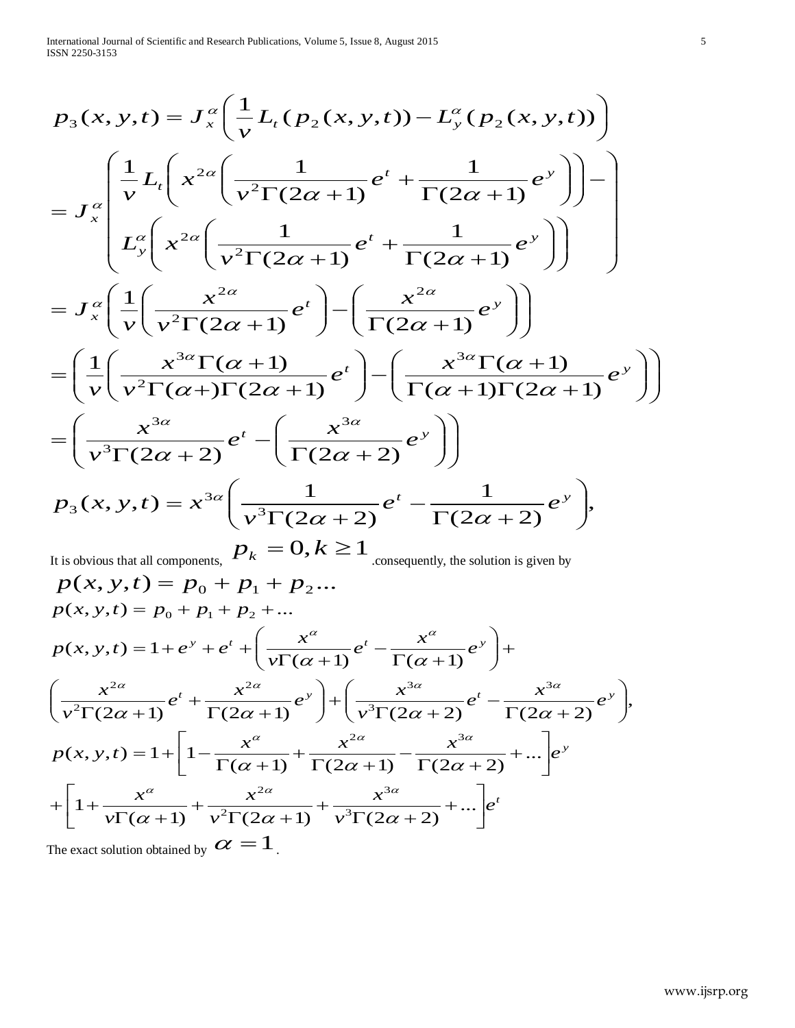$$p_3(x,y,t) = J_x^{\alpha}\left(\frac{1}{v}L_t(p_2(x,y,t)) - L_y^{\alpha}(p_2(x,y,t))\right)$$

$$= J_x^{\alpha}\left(\begin{array}{l}\dfrac{1}{v}L_t\left(x^{2\alpha}\left(\dfrac{1}{v^2\Gamma(2\alpha+1)}e^t + \dfrac{1}{\Gamma(2\alpha+1)}e^y\right)\right) - \\ L_y^{\alpha}\left(x^{2\alpha}\left(\dfrac{1}{v^2\Gamma(2\alpha+1)}e^t + \dfrac{1}{\Gamma(2\alpha+1)}e^y\right)\right)\end{array}\right)$$

$$= J_x^{\alpha}\left(\frac{1}{v}\left(\frac{x^{2\alpha}}{v^2\Gamma(2\alpha+1)}e^t\right) - \left(\frac{x^{2\alpha}}{\Gamma(2\alpha+1)}e^y\right)\right)$$

$$= \left(\frac{1}{v}\left(\frac{x^{3\alpha}\Gamma(\alpha+1)}{v^2\Gamma(\alpha+)\Gamma(2\alpha+1)}e^t\right) - \left(\frac{x^{3\alpha}\Gamma(\alpha+1)}{\Gamma(\alpha+1)\Gamma(2\alpha+1)}e^y\right)\right)$$

$$= \left(\frac{x^{3\alpha}}{v^3\Gamma(2\alpha+2)}e^t - \left(\frac{x^{3\alpha}}{\Gamma(2\alpha+2)}e^y\right)\right)$$

$$p_3(x,y,t) = x^{3\alpha}\left(\frac{1}{v^3\Gamma(2\alpha+2)}e^t - \frac{1}{\Gamma(2\alpha+2)}e^y\right),$$

It is obvious that all components, $p_k = 0, k \geq 1$ .consequently, the solution is given by

$$p(x,y,t) = p_0 + p_1 + p_2 \ldots$$

$$p(x,y,t) = p_0 + p_1 + p_2 + \ldots$$

$$p(x,y,t) = 1 + e^y + e^t + \left(\frac{x^{\alpha}}{v\Gamma(\alpha+1)}e^t - \frac{x^{\alpha}}{\Gamma(\alpha+1)}e^y\right) +$$

$$\left(\frac{x^{2\alpha}}{v^2\Gamma(2\alpha+1)}e^t + \frac{x^{2\alpha}}{\Gamma(2\alpha+1)}e^y\right) + \left(\frac{x^{3\alpha}}{v^3\Gamma(2\alpha+2)}e^t - \frac{x^{3\alpha}}{\Gamma(2\alpha+2)}e^y\right),$$

$$p(x,y,t) = 1 + \left[1 - \frac{x^{\alpha}}{\Gamma(\alpha+1)} + \frac{x^{2\alpha}}{\Gamma(2\alpha+1)} - \frac{x^{3\alpha}}{\Gamma(2\alpha+2)} + \ldots\right]e^y$$

$$+ \left[1 + \frac{x^{\alpha}}{v\Gamma(\alpha+1)} + \frac{x^{2\alpha}}{v^2\Gamma(2\alpha+1)} + \frac{x^{3\alpha}}{v^3\Gamma(2\alpha+2)} + \ldots\right]e^t$$

The exact solution obtained by $\alpha = 1$.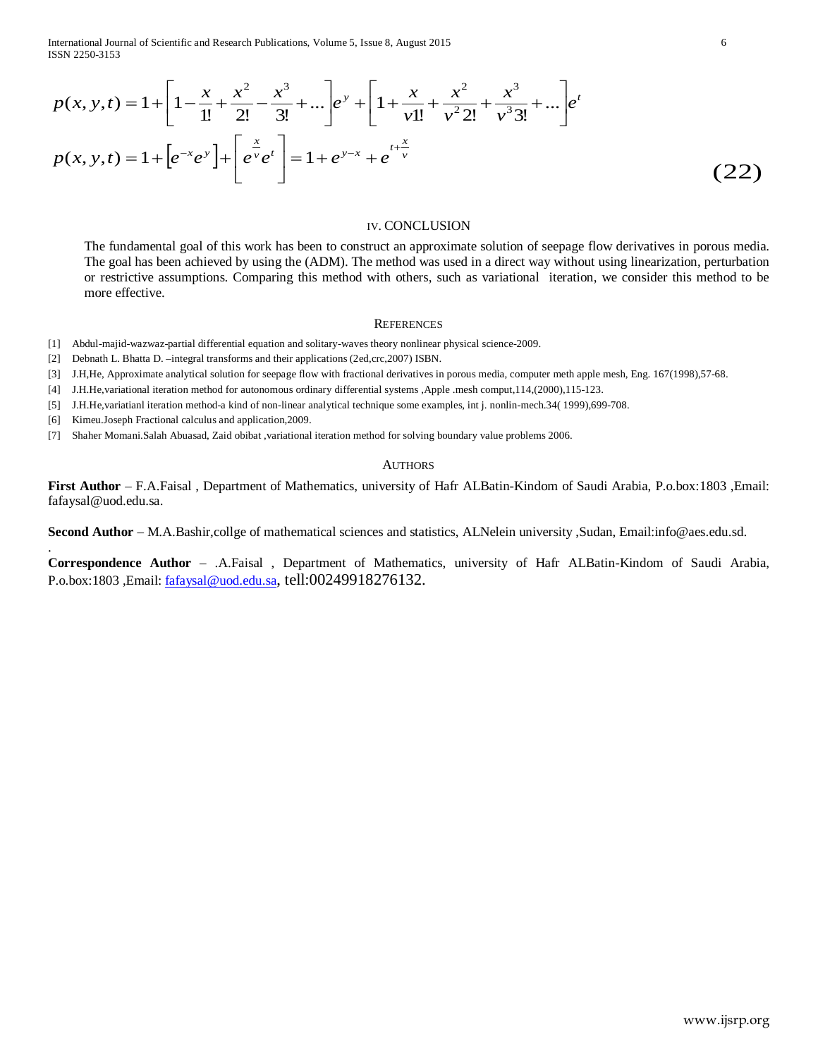$$p(x,y,t) = 1 + \left[1 - \frac{x}{1!} + \frac{x^2}{2!} - \frac{x^3}{3!} + \ldots\right]e^y + \left[1 + \frac{x}{v1!} + \frac{x^2}{v^2 2!} + \frac{x^3}{v^3 3!} + \ldots\right]e^t$$

$$p(x,y,t) = 1 + \left[e^{-x}e^y\right] + \left[e^{\frac{x}{v}}e^t\right] = 1 + e^{y-x} + e^{t+\frac{x}{v}} \tag{22}$$

## IV. CONCLUSION

The fundamental goal of this work has been to construct an approximate solution of seepage flow derivatives in porous media. The goal has been achieved by using the (ADM). The method was used in a direct way without using linearization, perturbation or restrictive assumptions. Comparing this method with others, such as variational iteration, we consider this method to be more effective.

## REFERENCES

[1] Abdul-majid-wazwaz-partial differential equation and solitary-waves theory nonlinear physical science-2009.

[2] Debnath L. Bhatta D. –integral transforms and their applications (2ed,crc,2007) ISBN.

[3] J.H,He, Approximate analytical solution for seepage flow with fractional derivatives in porous media, computer meth apple mesh, Eng. 167(1998),57-68.

[4] J.H.He,variational iteration method for autonomous ordinary differential systems ,Apple .mesh comput,114,(2000),115-123.

[5] J.H.He,variatianl iteration method-a kind of non-linear analytical technique some examples, int j. nonlin-mech.34( 1999),699-708.

[6] Kimeu.Joseph Fractional calculus and application,2009.

[7] Shaher Momani.Salah Abuasad, Zaid obibat ,variational iteration method for solving boundary value problems 2006.

## AUTHORS

**First Author** – F.A.Faisal , Department of Mathematics, university of Hafr ALBatin-Kindom of Saudi Arabia, P.o.box:1803 ,Email: fafaysal@uod.edu.sa.

**Second Author** – M.A.Bashir,collge of mathematical sciences and statistics, ALNelein university ,Sudan, Email:info@aes.edu.sd.

**Correspondence Author** – .A.Faisal , Department of Mathematics, university of Hafr ALBatin-Kindom of Saudi Arabia, P.o.box:1803 ,Email: fafaysal@uod.edu.sa, tell:00249918276132.